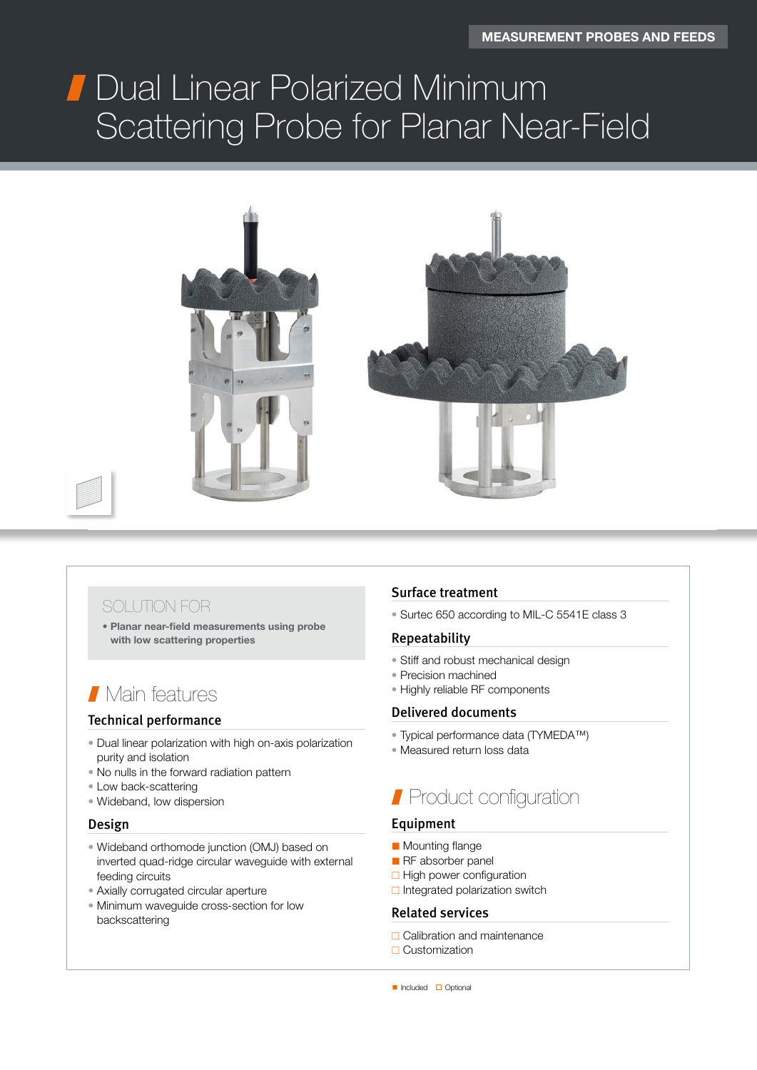MEASUREMENT PROBES AND FEEDS

# Dual Linear Polarized Minimum Scattering Probe for Planar Near-Field

## SOLUTION FOR

- **Planar near-field measurements using probe with low scattering properties**

## Main features

### Technical performance

- Dual linear polarization with high on-axis polarization purity and isolation
- No nulls in the forward radiation pattern
- Low back-scattering
- Wideband, low dispersion

### Design

- Wideband orthomode junction (OMJ) based on inverted quad-ridge circular waveguide with external feeding circuits
- Axially corrugated circular aperture
- Minimum waveguide cross-section for low backscattering

### Surface treatment

- Surtec 650 according to MIL-C 5541E class 3

### Repeatability

- Stiff and robust mechanical design
- Precision machined
- Highly reliable RF components

### Delivered documents

- Typical performance data (TYMEDA™)
- Measured return loss data

## Product configuration

### Equipment

- ■ Mounting flange
- ■ RF absorber panel
- □ High power configuration
- □ Integrated polarization switch

### Related services

- □ Calibration and maintenance
- □ Customization

■ Included □ Optional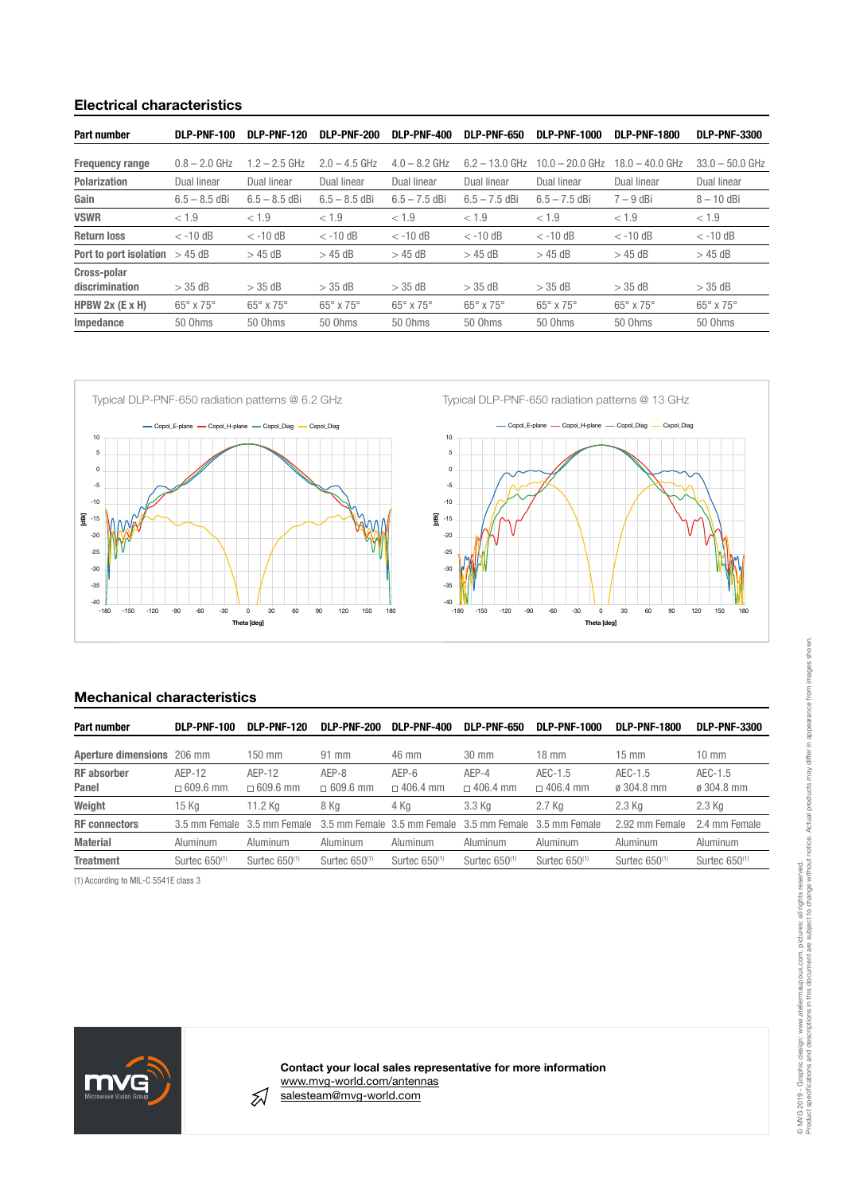## Electrical characteristics

| Part number | DLP-PNF-100 | DLP-PNF-120 | DLP-PNF-200 | DLP-PNF-400 | DLP-PNF-650 | DLP-PNF-1000 | DLP-PNF-1800 | DLP-PNF-3300 |
|---|---|---|---|---|---|---|---|---|
| Frequency range | 0.8 – 2.0 GHz | 1.2 – 2.5 GHz | 2.0 – 4.5 GHz | 4.0 – 8.2 GHz | 6.2 – 13.0 GHz | 10.0 – 20.0 GHz | 18.0 – 40.0 GHz | 33.0 – 50.0 GHz |
| Polarization | Dual linear | Dual linear | Dual linear | Dual linear | Dual linear | Dual linear | Dual linear | Dual linear |
| Gain | 6.5 – 8.5 dBi | 6.5 – 8.5 dBi | 6.5 – 8.5 dBi | 6.5 – 7.5 dBi | 6.5 – 7.5 dBi | 6.5 – 7.5 dBi | 7 – 9 dBi | 8 – 10 dBi |
| VSWR | < 1.9 | < 1.9 | < 1.9 | < 1.9 | < 1.9 | < 1.9 | < 1.9 | < 1.9 |
| Return loss | < -10 dB | < -10 dB | < -10 dB | < -10 dB | < -10 dB | < -10 dB | < -10 dB | < -10 dB |
| Port to port isolation | > 45 dB | > 45 dB | > 45 dB | > 45 dB | > 45 dB | > 45 dB | > 45 dB | > 45 dB |
| Cross-polar discrimination | > 35 dB | > 35 dB | > 35 dB | > 35 dB | > 35 dB | > 35 dB | > 35 dB | > 35 dB |
| HPBW 2x (E x H) | 65° x 75° | 65° x 75° | 65° x 75° | 65° x 75° | 65° x 75° | 65° x 75° | 65° x 75° | 65° x 75° |
| Impedance | 50 Ohms | 50 Ohms | 50 Ohms | 50 Ohms | 50 Ohms | 50 Ohms | 50 Ohms | 50 Ohms |

Typical DLP-PNF-650 radiation patterns @ 6.2 GHz

Copol_E-plane Copol_H-plane Copol_Diag Cxpol_Diag

10 5 0 -5 -10 -15 -20 -25 -30 -35 -40

[dB]

-180 -150 -120 -90 -60 -30 0 30 60 90 120 150 180

Theta [deg]

Typical DLP-PNF-650 radiation patterns @ 13 GHz

Copol_E-plane Copol_H-plane Copol_Diag Cxpol_Diag

10 5 0 -5 -10 -15 -20 -25 -30 -35 -40

[dB]

-180 -150 -120 -90 -60 -30 0 30 60 90 120 150 180

Theta [deg]

## Mechanical characteristics

| Part number | DLP-PNF-100 | DLP-PNF-120 | DLP-PNF-200 | DLP-PNF-400 | DLP-PNF-650 | DLP-PNF-1000 | DLP-PNF-1800 | DLP-PNF-3300 |
|---|---|---|---|---|---|---|---|---|
| Aperture dimensions | 206 mm | 150 mm | 91 mm | 46 mm | 30 mm | 18 mm | 15 mm | 10 mm |
| RF absorber Panel | AEP-12 □ 609.6 mm | AEP-12 □ 609.6 mm | AEP-8 □ 609.6 mm | AEP-6 □ 406.4 mm | AEP-4 □ 406.4 mm | AEC-1.5 □ 406.4 mm | AEC-1.5 ø 304.8 mm | AEC-1.5 ø 304.8 mm |
| Weight | 15 Kg | 11.2 Kg | 8 Kg | 4 Kg | 3.3 Kg | 2.7 Kg | 2.3 Kg | 2.3 Kg |
| RF connectors | 3.5 mm Female | 3.5 mm Female | 3.5 mm Female | 3.5 mm Female | 3.5 mm Female | 3.5 mm Female | 2.92 mm Female | 2.4 mm Female |
| Material | Aluminum | Aluminum | Aluminum | Aluminum | Aluminum | Aluminum | Aluminum | Aluminum |
| Treatment | Surtec 650(1) | Surtec 650(1) | Surtec 650(1) | Surtec 650(1) | Surtec 650(1) | Surtec 650(1) | Surtec 650(1) | Surtec 650(1) |

(1) According to MIL-C 5541E class 3

MVG Microwave Vision Group

**Contact your local sales representative for more information**
www.mvg-world.com/antennas
salesteam@mvg-world.com

© MVG 2019 - Graphic design: www.ateliermaupoux.com, pictures: all rights reserved.
Product specifications and descriptions in this document are subject to change without notice. Actual products may differ in appearance from images shown.